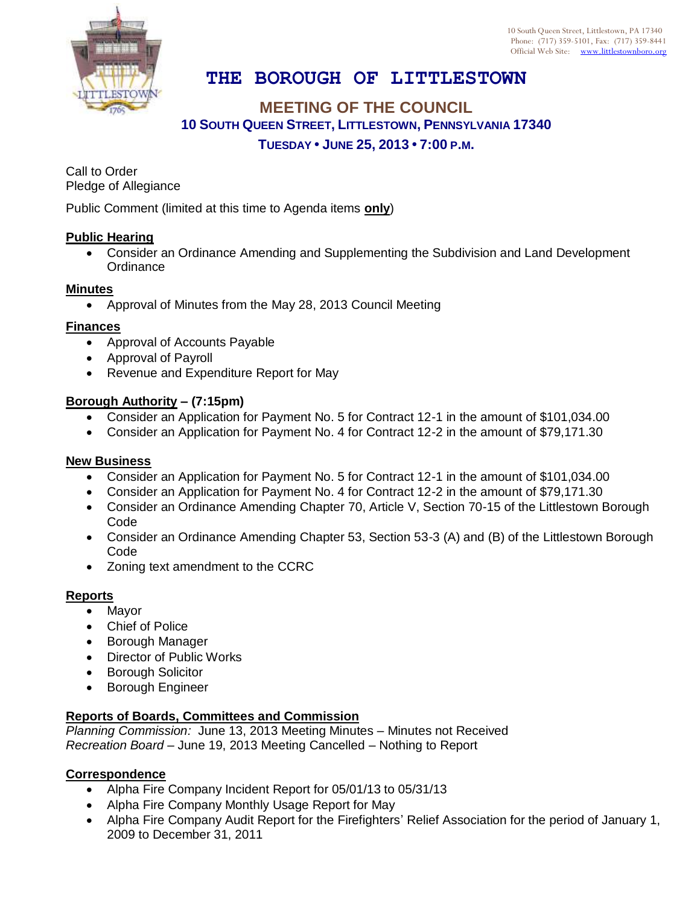10 South Queen Street, Littlestown, PA 17340
Phone: (717) 359-5101, Fax: (717) 359-8441
Official Web Site: www.littlestownboro.org

# THE BOROUGH OF LITTLESTOWN

## MEETING OF THE COUNCIL

### 10 SOUTH QUEEN STREET, LITTLESTOWN, PENNSYLVANIA 17340

### TUESDAY • JUNE 25, 2013 • 7:00 P.M.

Call to Order
Pledge of Allegiance

Public Comment (limited at this time to Agenda items **only**)

**Public Hearing**

- Consider an Ordinance Amending and Supplementing the Subdivision and Land Development Ordinance

**Minutes**

- Approval of Minutes from the May 28, 2013 Council Meeting

**Finances**

- Approval of Accounts Payable
- Approval of Payroll
- Revenue and Expenditure Report for May

**Borough Authority – (7:15pm)**

- Consider an Application for Payment No. 5 for Contract 12-1 in the amount of $101,034.00
- Consider an Application for Payment No. 4 for Contract 12-2 in the amount of $79,171.30

**New Business**

- Consider an Application for Payment No. 5 for Contract 12-1 in the amount of $101,034.00
- Consider an Application for Payment No. 4 for Contract 12-2 in the amount of $79,171.30
- Consider an Ordinance Amending Chapter 70, Article V, Section 70-15 of the Littlestown Borough Code
- Consider an Ordinance Amending Chapter 53, Section 53-3 (A) and (B) of the Littlestown Borough Code
- Zoning text amendment to the CCRC

**Reports**

- Mayor
- Chief of Police
- Borough Manager
- Director of Public Works
- Borough Solicitor
- Borough Engineer

**Reports of Boards, Committees and Commission**

*Planning Commission:* June 13, 2013 Meeting Minutes – Minutes not Received
*Recreation Board* – June 19, 2013 Meeting Cancelled – Nothing to Report

**Correspondence**

- Alpha Fire Company Incident Report for 05/01/13 to 05/31/13
- Alpha Fire Company Monthly Usage Report for May
- Alpha Fire Company Audit Report for the Firefighters' Relief Association for the period of January 1, 2009 to December 31, 2011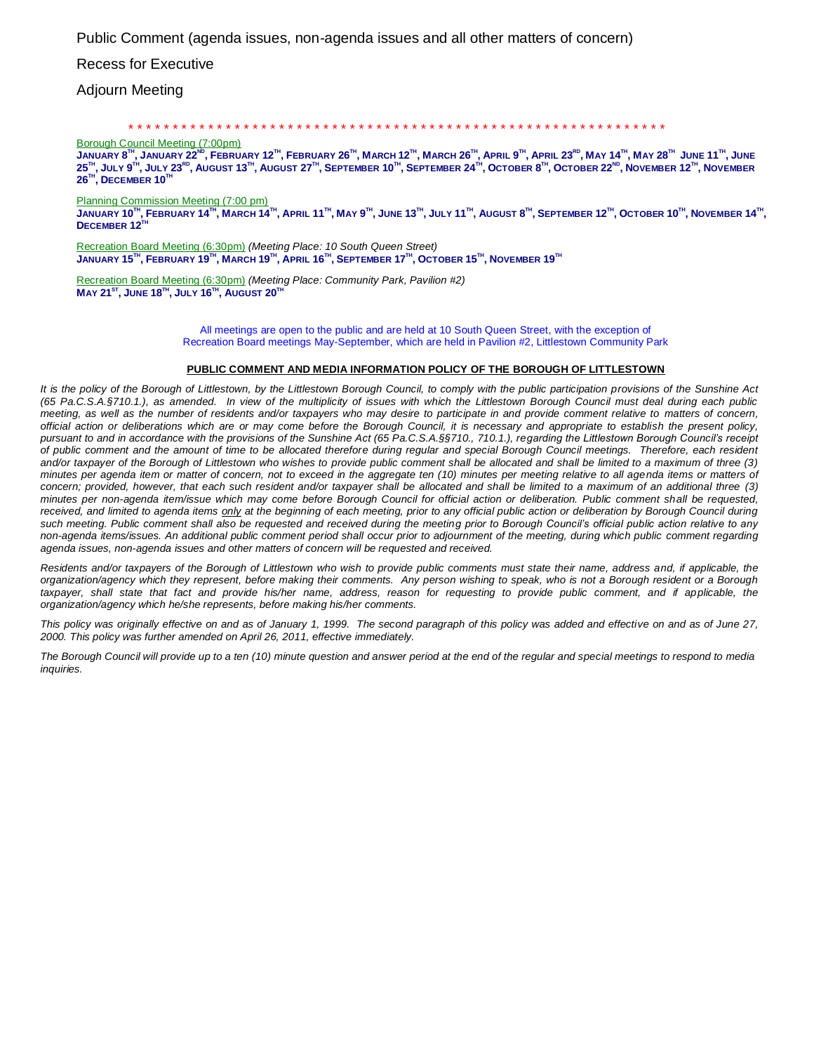Public Comment (agenda issues, non-agenda issues and all other matters of concern)

Recess for Executive

Adjourn Meeting

\* \* \* \* \* \* \* \* \* \* \* \* \* \* \* \* \* \* \* \* \* \* \* \* \* \* \* \* \* \* \* \* \* \* \* \* \* \* \* \* \* \* \* \* \* \* \* \* \* \* \* \* \* \* \* \* \* \* \* \* \* \* \* \* \*

Borough Council Meeting (7:00pm)
**JANUARY 8TH, JANUARY 22ND, FEBRUARY 12TH, FEBRUARY 26TH, MARCH 12TH, MARCH 26TH, APRIL 9TH, APRIL 23RD, MAY 14TH, MAY 28TH JUNE 11TH, JUNE 25TH, JULY 9TH, JULY 23RD, AUGUST 13TH, AUGUST 27TH, SEPTEMBER 10TH, SEPTEMBER 24TH, OCTOBER 8TH, OCTOBER 22ND, NOVEMBER 12TH, NOVEMBER 26TH, DECEMBER 10TH**

Planning Commission Meeting (7:00 pm)
**JANUARY 10TH, FEBRUARY 14TH, MARCH 14TH, APRIL 11TH, MAY 9TH, JUNE 13TH, JULY 11TH, AUGUST 8TH, SEPTEMBER 12TH, OCTOBER 10TH, NOVEMBER 14TH, DECEMBER 12TH**

Recreation Board Meeting (6:30pm) *(Meeting Place: 10 South Queen Street)*
**JANUARY 15TH, FEBRUARY 19TH, MARCH 19TH, APRIL 16TH, SEPTEMBER 17TH, OCTOBER 15TH, NOVEMBER 19TH**

Recreation Board Meeting (6:30pm) *(Meeting Place: Community Park, Pavilion #2)*
**MAY 21ST, JUNE 18TH, JULY 16TH, AUGUST 20TH**

All meetings are open to the public and are held at 10 South Queen Street, with the exception of Recreation Board meetings May-September, which are held in Pavilion #2, Littlestown Community Park

**PUBLIC COMMENT AND MEDIA INFORMATION POLICY OF THE BOROUGH OF LITTLESTOWN**

*It is the policy of the Borough of Littlestown, by the Littlestown Borough Council, to comply with the public participation provisions of the Sunshine Act (65 Pa.C.S.A.§710.1.), as amended. In view of the multiplicity of issues with which the Littlestown Borough Council must deal during each public meeting, as well as the number of residents and/or taxpayers who may desire to participate in and provide comment relative to matters of concern, official action or deliberations which are or may come before the Borough Council, it is necessary and appropriate to establish the present policy, pursuant to and in accordance with the provisions of the Sunshine Act (65 Pa.C.S.A.§§710., 710.1.), regarding the Littlestown Borough Council's receipt of public comment and the amount of time to be allocated therefore during regular and special Borough Council meetings. Therefore, each resident and/or taxpayer of the Borough of Littlestown who wishes to provide public comment shall be allocated and shall be limited to a maximum of three (3) minutes per agenda item or matter of concern, not to exceed in the aggregate ten (10) minutes per meeting relative to all agenda items or matters of concern; provided, however, that each such resident and/or taxpayer shall be allocated and shall be limited to a maximum of an additional three (3) minutes per non-agenda item/issue which may come before Borough Council for official action or deliberation. Public comment shall be requested, received, and limited to agenda items only at the beginning of each meeting, prior to any official public action or deliberation by Borough Council during such meeting. Public comment shall also be requested and received during the meeting prior to Borough Council's official public action relative to any non-agenda items/issues. An additional public comment period shall occur prior to adjournment of the meeting, during which public comment regarding agenda issues, non-agenda issues and other matters of concern will be requested and received.*

*Residents and/or taxpayers of the Borough of Littlestown who wish to provide public comments must state their name, address and, if applicable, the organization/agency which they represent, before making their comments. Any person wishing to speak, who is not a Borough resident or a Borough taxpayer, shall state that fact and provide his/her name, address, reason for requesting to provide public comment, and if applicable, the organization/agency which he/she represents, before making his/her comments.*

*This policy was originally effective on and as of January 1, 1999. The second paragraph of this policy was added and effective on and as of June 27, 2000. This policy was further amended on April 26, 2011, effective immediately.*

*The Borough Council will provide up to a ten (10) minute question and answer period at the end of the regular and special meetings to respond to media inquiries.*